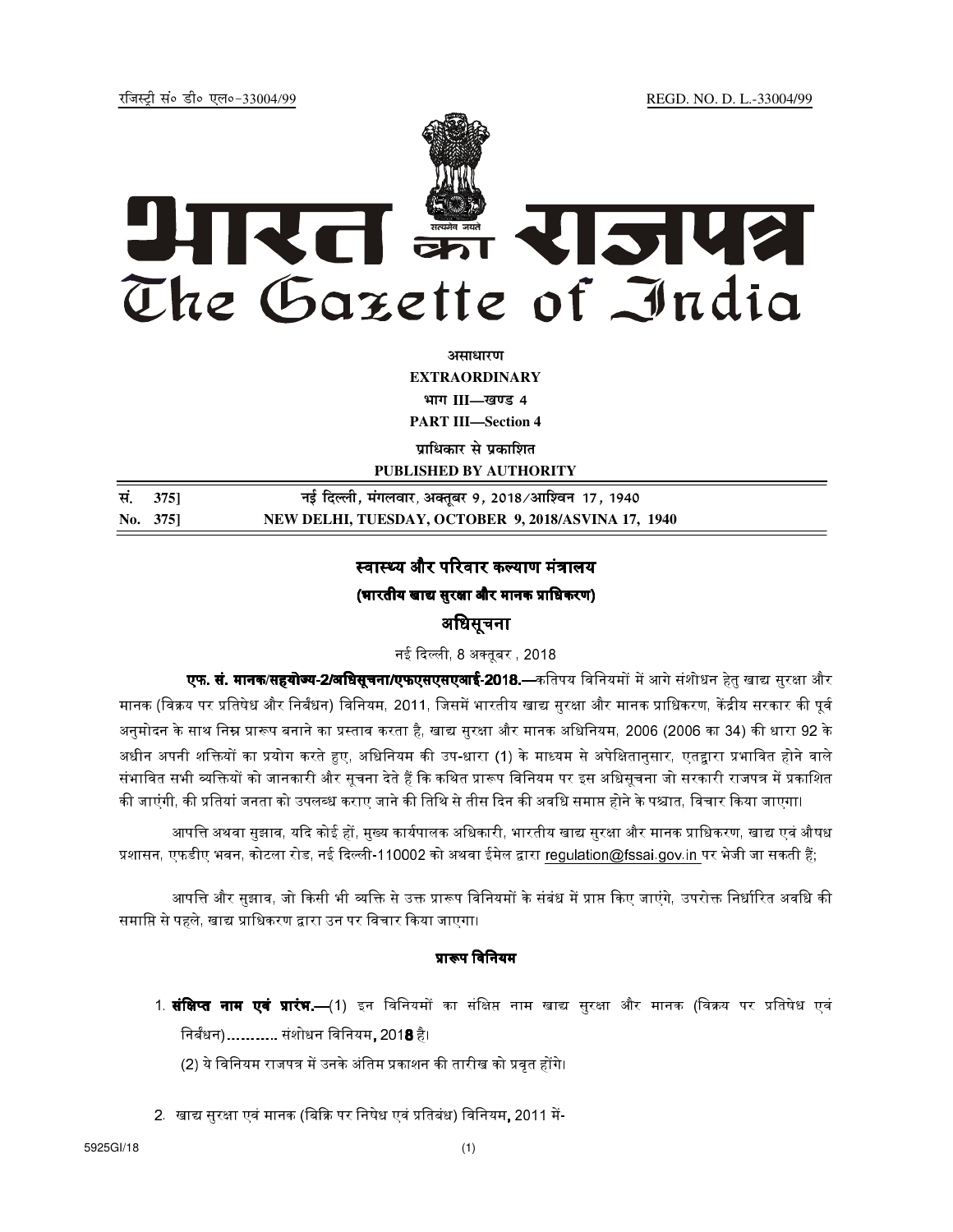रजिस्ट्री सं॰ डी॰ एल॰-33004/99 REGD. NO. D. L.-33004/99

# भारत का राजपत्र
# The Gazette of India

**असाधारण**

**EXTRAORDINARY**

**भाग III—खण्ड 4**

**PART III—Section 4**

**प्राधिकार से प्रकाशित**

**PUBLISHED BY AUTHORITY**

| | |
|---|---|
| **सं. 375]** | **नई दिल्ली, मंगलवार, अक्तूबर 9, 2018/आश्विन 17, 1940** |
| **No. 375]** | **NEW DELHI, TUESDAY, OCTOBER 9, 2018/ASVINA 17, 1940** |

## स्वास्थ्य और परिवार कल्याण मंत्रालय

### (भारतीय खाद्य सुरक्षा और मानक प्राधिकरण)

### अधिसूचना

नई दिल्ली, 8 अक्तूबर, 2018

**एफ. सं. मानक/सहयोज्य-2/अधिसूचना/एफएसएसएआई-2018.**—कतिपय विनियमों में आगे संशोधन हेतु खाद्य सुरक्षा और मानक (विक्रय पर प्रतिषेध और निर्बंधन) विनियम, 2011, जिसमें भारतीय खाद्य सुरक्षा और मानक प्राधिकरण, केंद्रीय सरकार की पूर्व अनुमोदन के साथ निम्न प्रारूप बनाने का प्रस्ताव करता है, खाद्य सुरक्षा और मानक अधिनियम, 2006 (2006 का 34) की धारा 92 के अधीन अपनी शक्तियों का प्रयोग करते हुए, अधिनियम की उप-धारा (1) के माध्यम से अपेक्षितानुसार, एतद्वारा प्रभावित होने वाले संभावित सभी व्यक्तियों को जानकारी और सूचना देते हैं कि कथित प्रारूप विनियम पर इस अधिसूचना जो सरकारी राजपत्र में प्रकाशित की जाएंगी, की प्रतियां जनता को उपलब्ध कराए जाने की तिथि से तीस दिन की अवधि समाप्त होने के पश्चात, विचार किया जाएगा।

आपत्ति अथवा सुझाव, यदि कोई हों, मुख्य कार्यपालक अधिकारी, भारतीय खाद्य सुरक्षा और मानक प्राधिकरण, खाद्य एवं औषध प्रशासन, एफडीए भवन, कोटला रोड, नई दिल्ली-110002 को अथवा ईमेल द्वारा regulation@fssai.gov.in पर भेजी जा सकती हैं;

आपत्ति और सुझाव, जो किसी भी व्यक्ति से उक्त प्रारूप विनियमों के संबंध में प्राप्त किए जाएंगे, उपरोक्त निर्धारित अवधि की समाप्ति से पहले, खाद्य प्राधिकरण द्वारा उन पर विचार किया जाएगा।

### प्रारूप विनियम

1. **संक्षिप्त नाम एवं प्रारंभ.**—(1) इन विनियमों का संक्षिप्त नाम खाद्य सुरक्षा और मानक (विक्रय पर प्रतिषेध एवं निर्बंधन)……….. संशोधन विनियम, 201**8** है।

   (2) ये विनियम राजपत्र में उनके अंतिम प्रकाशन की तारीख को प्रवृत होंगे।

2. खाद्य सुरक्षा एवं मानक (बिक्रि पर निषेध एवं प्रतिबंध) विनियम, 2011 में-

5925GI/18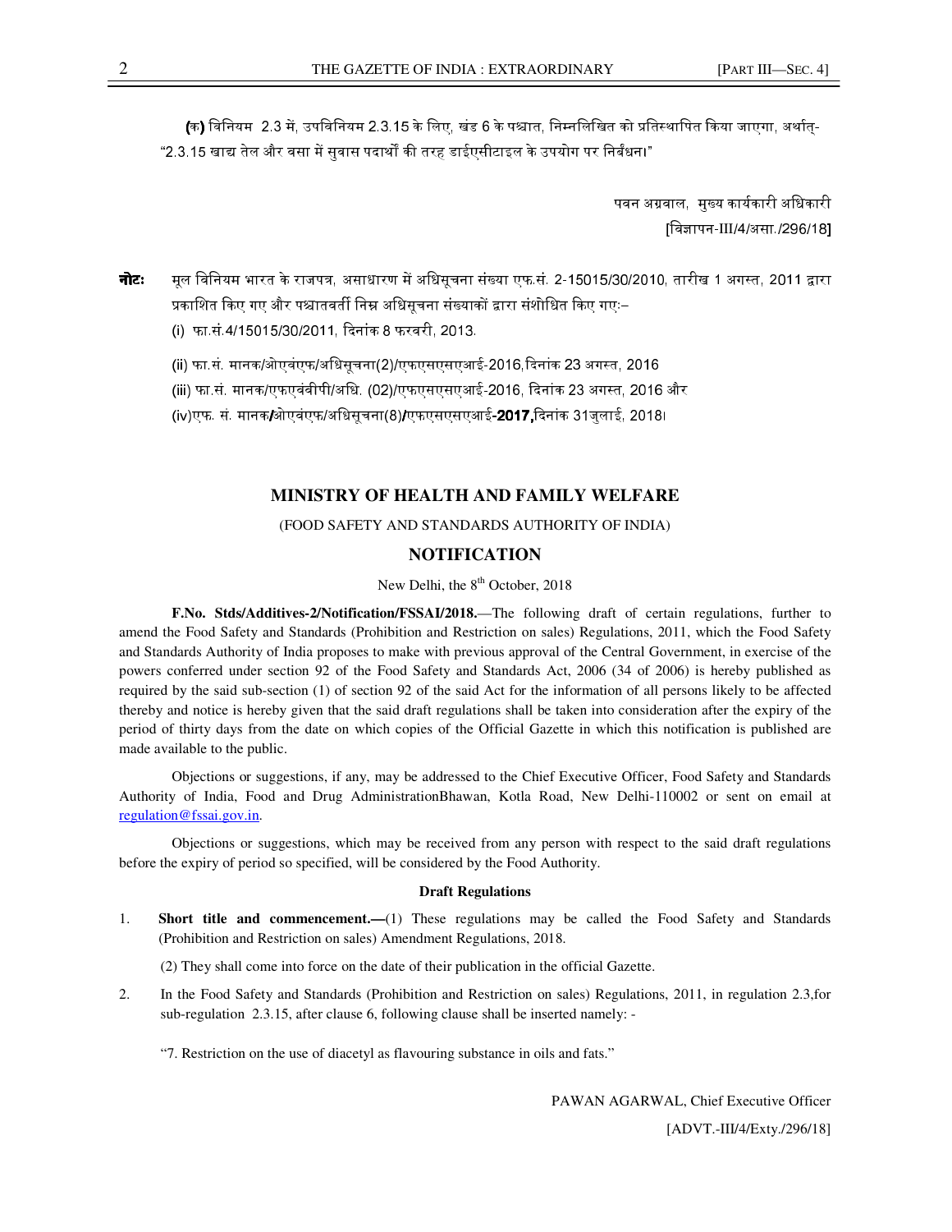(क) विनियम 2.3 में, उपविनियम 2.3.15 के लिए, खंड 6 के पश्चात, निम्नलिखित को प्रतिस्थापित किया जाएगा, अर्थात्-
"2.3.15 खाद्य तेल और वसा में सुवास पदार्थों की तरह डाईएसीटाइल के उपयोग पर निर्बंधन।"

पवन अग्रवाल, मुख्य कार्यकारी अधिकारी
[विज्ञापन-III/4/असा./296/18]

**नोटः** मूल विनियम भारत के राजपत्र, असाधारण में अधिसूचना संख्या एफ.सं. 2-15015/30/2010, तारीख 1 अगस्त, 2011 द्वारा प्रकाशित किए गए और पश्चातवर्ती निम्न अधिसूचना संख्याकों द्वारा संशोधित किए गएः–

(i) फा.सं.4/15015/30/2011, दिनांक 8 फरवरी, 2013.

(ii) फा.सं. मानक/ओएवंएफ/अधिसूचना(2)/एफएसएसएआई-2016,दिनांक 23 अगस्त, 2016

(iii) फा.सं. मानक/एफएवंवीपी/अधि. (02)/एफएसएसएआई-2016, दिनांक 23 अगस्त, 2016 और

(iv)एफ. सं. मानक/ओएवंएफ/अधिसूचना(8)/एफएसएसएआई-**2017,**दिनांक 31जुलाई, 2018।

## MINISTRY OF HEALTH AND FAMILY WELFARE

(FOOD SAFETY AND STANDARDS AUTHORITY OF INDIA)

## NOTIFICATION

New Delhi, the 8th October, 2018

**F.No. Stds/Additives-2/Notification/FSSAI/2018.**—The following draft of certain regulations, further to amend the Food Safety and Standards (Prohibition and Restriction on sales) Regulations, 2011, which the Food Safety and Standards Authority of India proposes to make with previous approval of the Central Government, in exercise of the powers conferred under section 92 of the Food Safety and Standards Act, 2006 (34 of 2006) is hereby published as required by the said sub-section (1) of section 92 of the said Act for the information of all persons likely to be affected thereby and notice is hereby given that the said draft regulations shall be taken into consideration after the expiry of the period of thirty days from the date on which copies of the Official Gazette in which this notification is published are made available to the public.

Objections or suggestions, if any, may be addressed to the Chief Executive Officer, Food Safety and Standards Authority of India, Food and Drug AdministrationBhawan, Kotla Road, New Delhi-110002 or sent on email at regulation@fssai.gov.in.

Objections or suggestions, which may be received from any person with respect to the said draft regulations before the expiry of period so specified, will be considered by the Food Authority.

**Draft Regulations**

1. **Short title and commencement.—**(1) These regulations may be called the Food Safety and Standards (Prohibition and Restriction on sales) Amendment Regulations, 2018.

   (2) They shall come into force on the date of their publication in the official Gazette.

2. In the Food Safety and Standards (Prohibition and Restriction on sales) Regulations, 2011, in regulation 2.3,for sub-regulation 2.3.15, after clause 6, following clause shall be inserted namely: -

   "7. Restriction on the use of diacetyl as flavouring substance in oils and fats."

PAWAN AGARWAL, Chief Executive Officer
[ADVT.-III/4/Exty./296/18]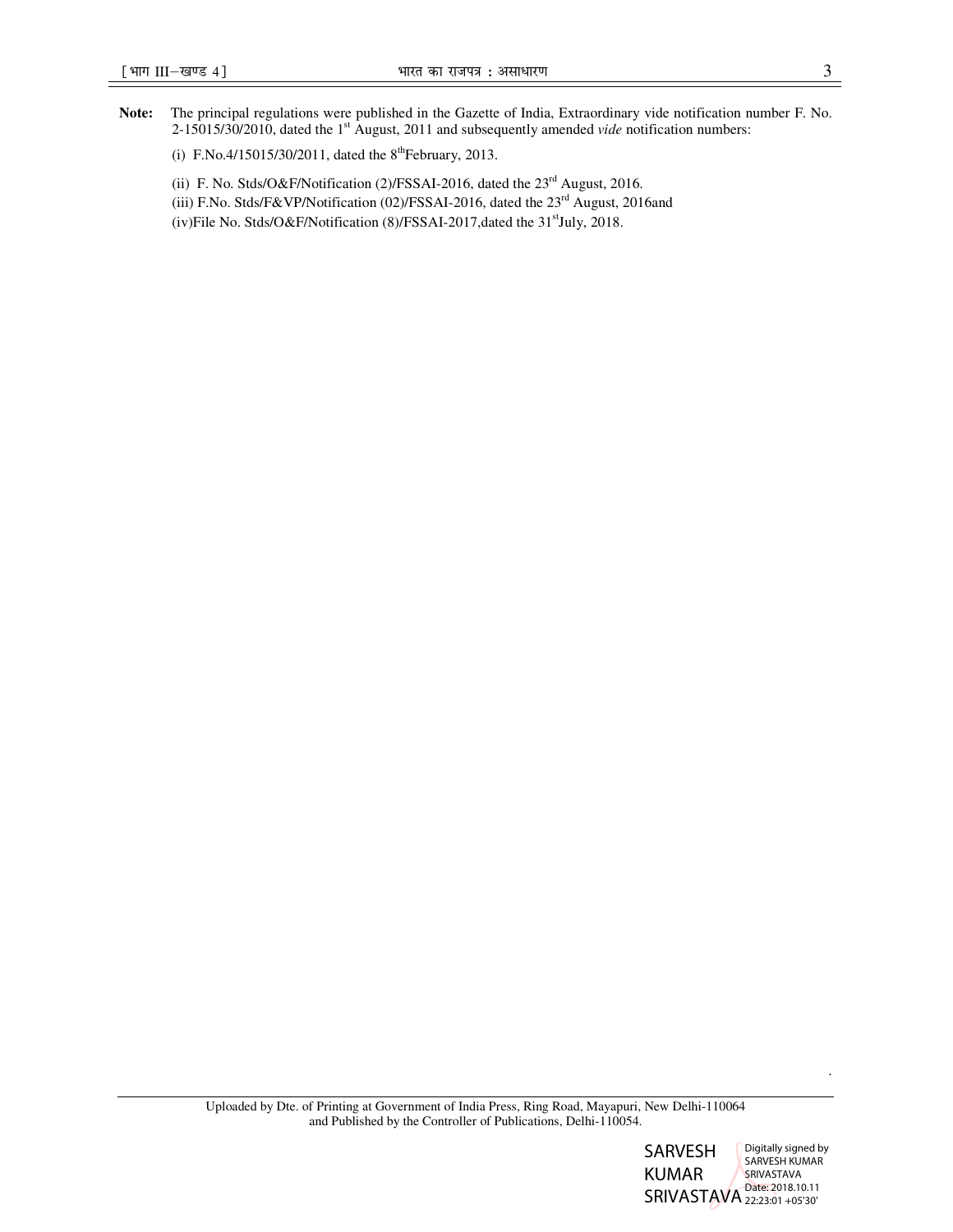**Note:** The principal regulations were published in the Gazette of India, Extraordinary vide notification number F. No. 2-15015/30/2010, dated the 1st August, 2011 and subsequently amended *vide* notification numbers:

(i) F.No.4/15015/30/2011, dated the 8thFebruary, 2013.

(ii) F. No. Stds/O&F/Notification (2)/FSSAI-2016, dated the 23rd August, 2016.

(iii) F.No. Stds/F&VP/Notification (02)/FSSAI-2016, dated the 23rd August, 2016and

(iv)File No. Stds/O&F/Notification (8)/FSSAI-2017,dated the 31stJuly, 2018.

Uploaded by Dte. of Printing at Government of India Press, Ring Road, Mayapuri, New Delhi-110064 and Published by the Controller of Publications, Delhi-110054.

SARVESH KUMAR SRIVASTAVA

Digitally signed by SARVESH KUMAR SRIVASTAVA
Date: 2018.10.11 22:23:01 +05'30'